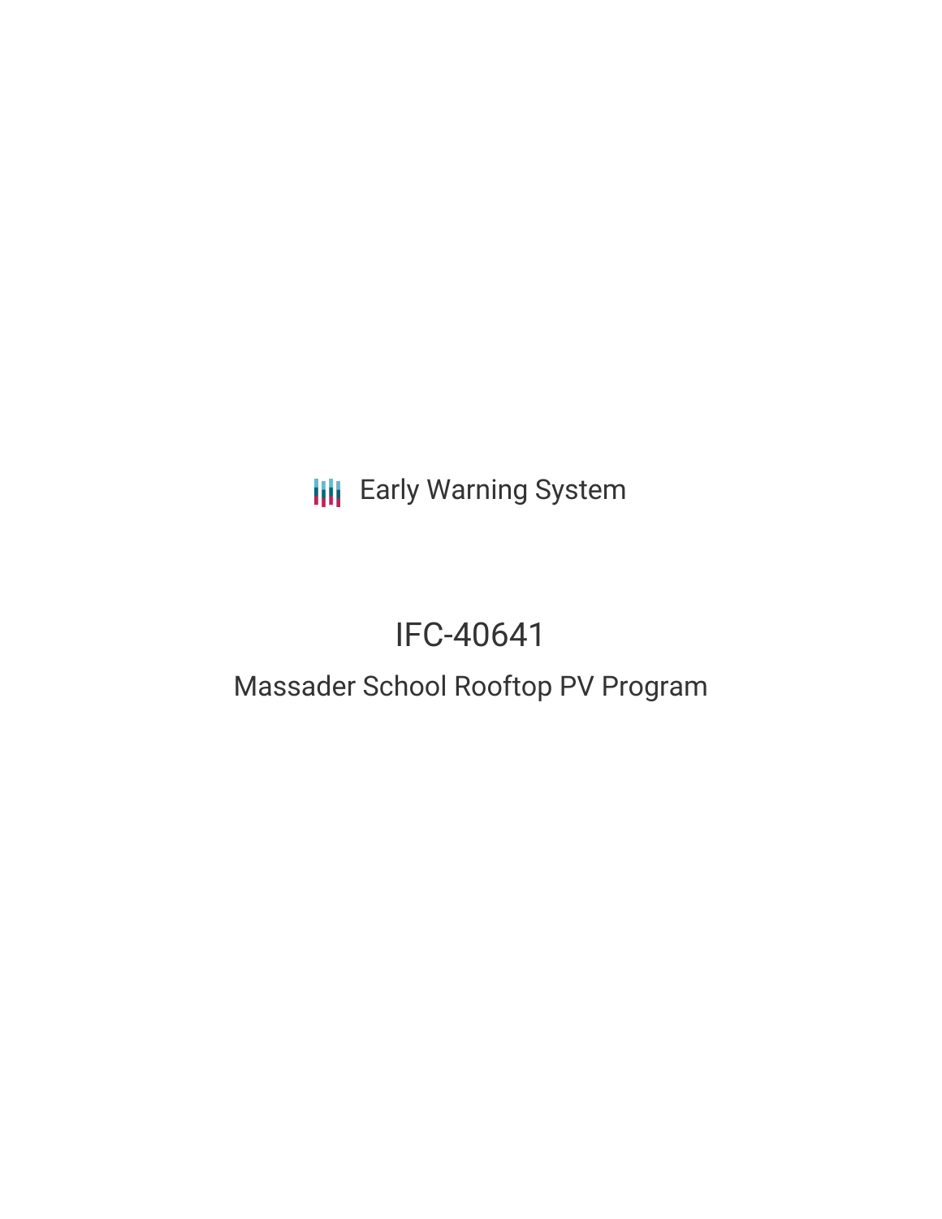Early Warning System

# IFC-40641

## Massader School Rooftop PV Program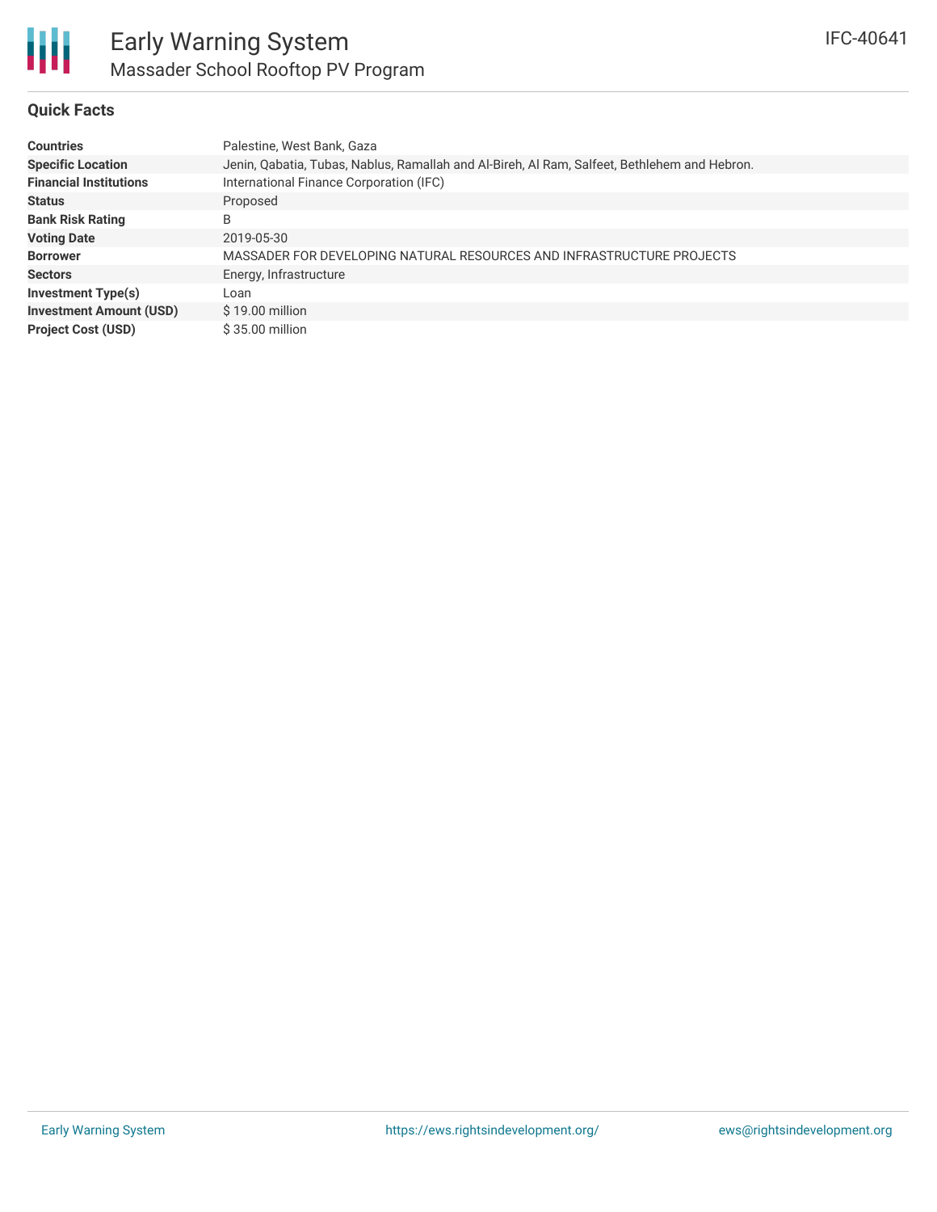# Early Warning System

## Massader School Rooftop PV Program

IFC-40641

### Quick Facts

| | |
|---|---|
| **Countries** | Palestine, West Bank, Gaza |
| **Specific Location** | Jenin, Qabatia, Tubas, Nablus, Ramallah and Al-Bireh, Al Ram, Salfeet, Bethlehem and Hebron. |
| **Financial Institutions** | International Finance Corporation (IFC) |
| **Status** | Proposed |
| **Bank Risk Rating** | B |
| **Voting Date** | 2019-05-30 |
| **Borrower** | MASSADER FOR DEVELOPING NATURAL RESOURCES AND INFRASTRUCTURE PROJECTS |
| **Sectors** | Energy, Infrastructure |
| **Investment Type(s)** | Loan |
| **Investment Amount (USD)** | $ 19.00 million |
| **Project Cost (USD)** | $ 35.00 million |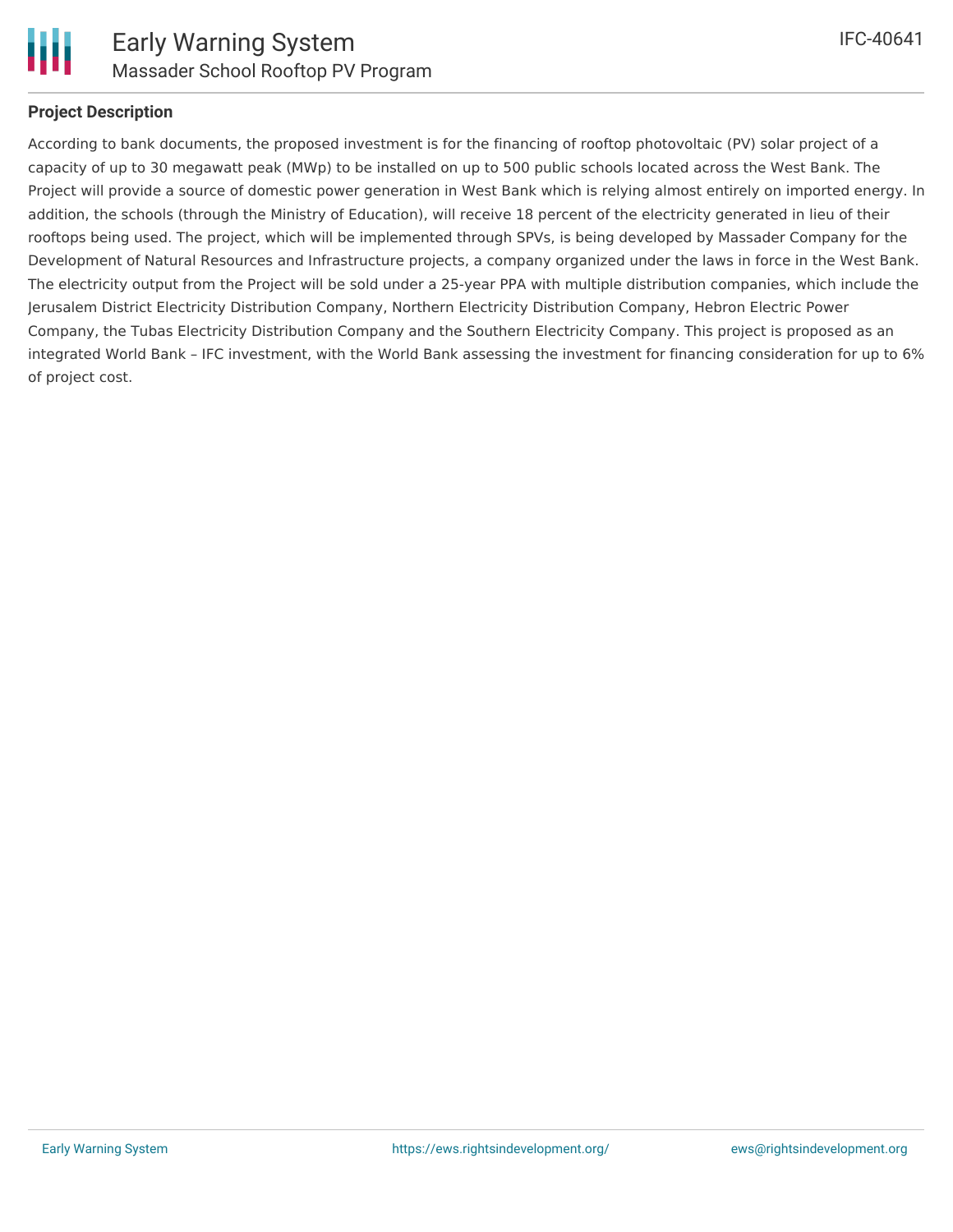**Project Description**

According to bank documents, the proposed investment is for the financing of rooftop photovoltaic (PV) solar project of a capacity of up to 30 megawatt peak (MWp) to be installed on up to 500 public schools located across the West Bank. The Project will provide a source of domestic power generation in West Bank which is relying almost entirely on imported energy. In addition, the schools (through the Ministry of Education), will receive 18 percent of the electricity generated in lieu of their rooftops being used. The project, which will be implemented through SPVs, is being developed by Massader Company for the Development of Natural Resources and Infrastructure projects, a company organized under the laws in force in the West Bank. The electricity output from the Project will be sold under a 25-year PPA with multiple distribution companies, which include the Jerusalem District Electricity Distribution Company, Northern Electricity Distribution Company, Hebron Electric Power Company, the Tubas Electricity Distribution Company and the Southern Electricity Company. This project is proposed as an integrated World Bank – IFC investment, with the World Bank assessing the investment for financing consideration for up to 6% of project cost.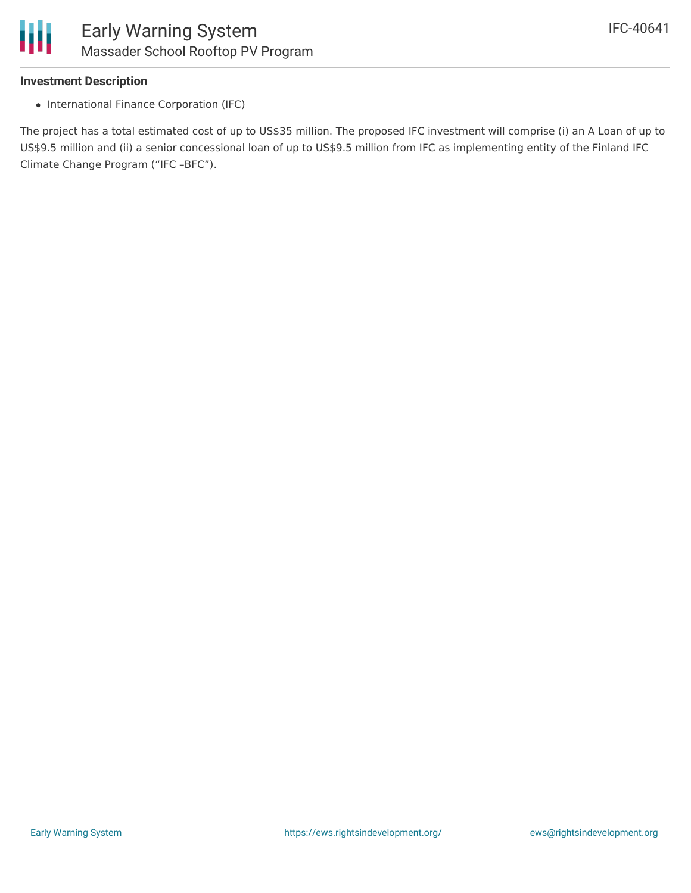**Investment Description**

- International Finance Corporation (IFC)

The project has a total estimated cost of up to US$35 million. The proposed IFC investment will comprise (i) an A Loan of up to US$9.5 million and (ii) a senior concessional loan of up to US$9.5 million from IFC as implementing entity of the Finland IFC Climate Change Program ("IFC –BFC").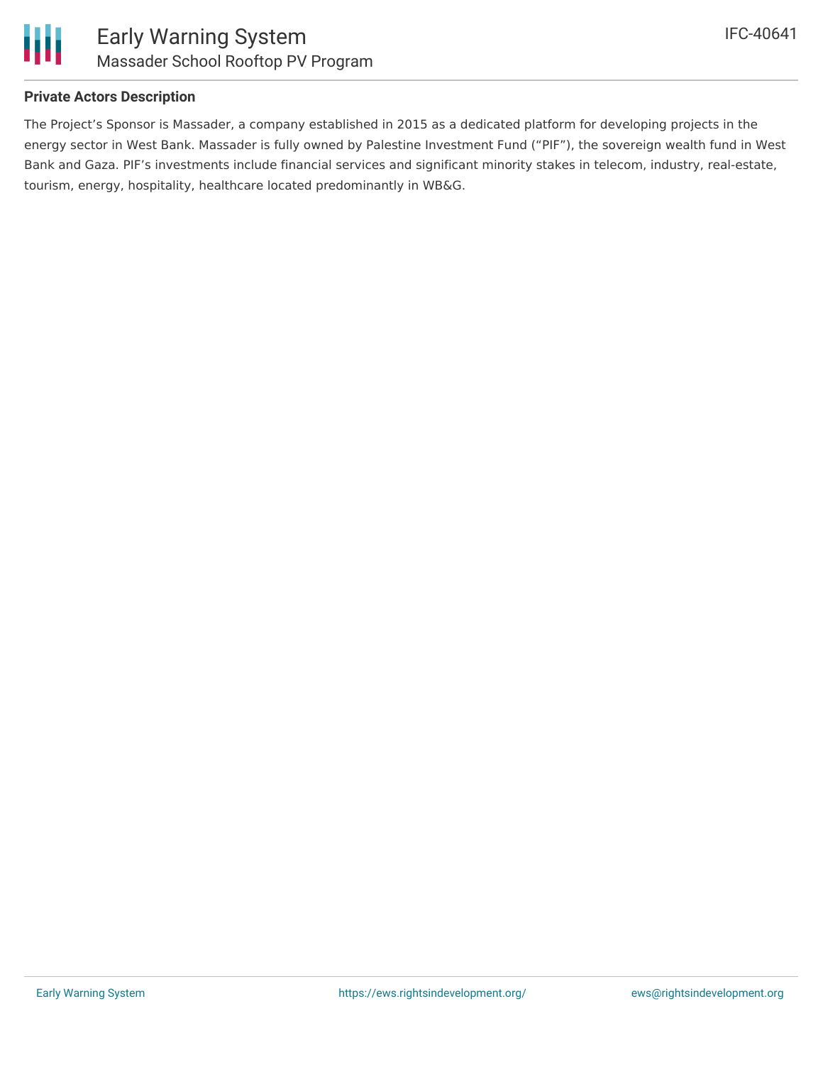**Private Actors Description**

The Project's Sponsor is Massader, a company established in 2015 as a dedicated platform for developing projects in the energy sector in West Bank. Massader is fully owned by Palestine Investment Fund ("PIF"), the sovereign wealth fund in West Bank and Gaza. PIF's investments include financial services and significant minority stakes in telecom, industry, real-estate, tourism, energy, hospitality, healthcare located predominantly in WB&G.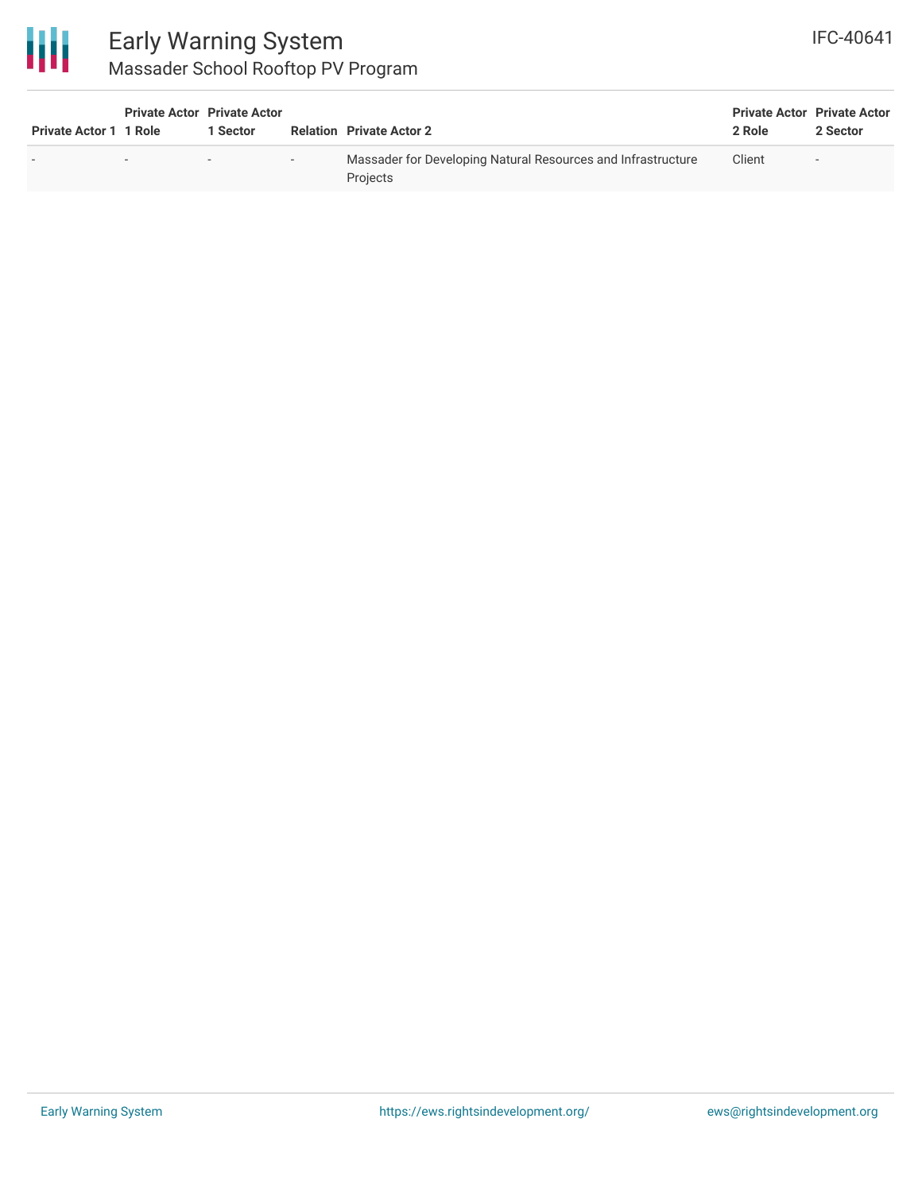| Private Actor 1 | Private Actor 1 Role | Private Actor 1 Sector | Relation | Private Actor 2 | Private Actor 2 Role | Private Actor 2 Sector |
|---|---|---|---|---|---|---|
| - | - | - | - | Massader for Developing Natural Resources and Infrastructure Projects | Client | - |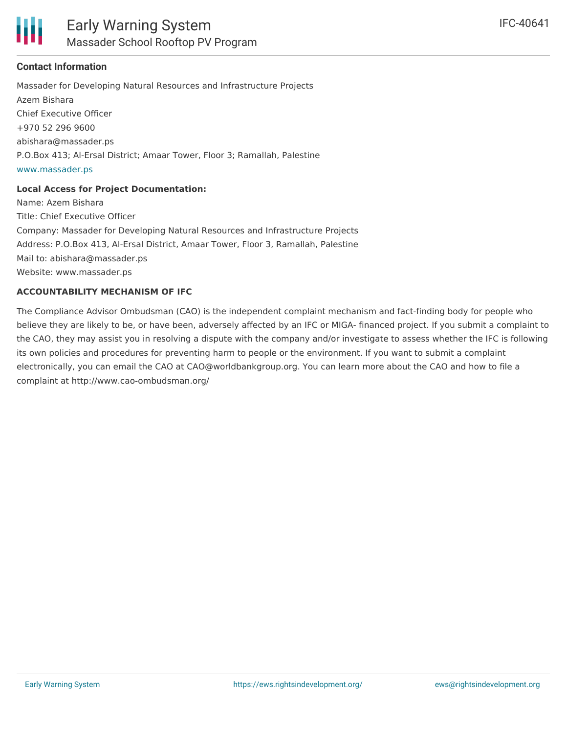### Contact Information

Massader for Developing Natural Resources and Infrastructure Projects
Azem Bishara
Chief Executive Officer
+970 52 296 9600
abishara@massader.ps
P.O.Box 413; Al-Ersal District; Amaar Tower, Floor 3; Ramallah, Palestine
www.massader.ps

**Local Access for Project Documentation:**
Name: Azem Bishara
Title: Chief Executive Officer
Company: Massader for Developing Natural Resources and Infrastructure Projects
Address: P.O.Box 413, Al-Ersal District, Amaar Tower, Floor 3, Ramallah, Palestine
Mail to: abishara@massader.ps
Website: www.massader.ps

**ACCOUNTABILITY MECHANISM OF IFC**

The Compliance Advisor Ombudsman (CAO) is the independent complaint mechanism and fact-finding body for people who believe they are likely to be, or have been, adversely affected by an IFC or MIGA- financed project. If you submit a complaint to the CAO, they may assist you in resolving a dispute with the company and/or investigate to assess whether the IFC is following its own policies and procedures for preventing harm to people or the environment. If you want to submit a complaint electronically, you can email the CAO at CAO@worldbankgroup.org. You can learn more about the CAO and how to file a complaint at http://www.cao-ombudsman.org/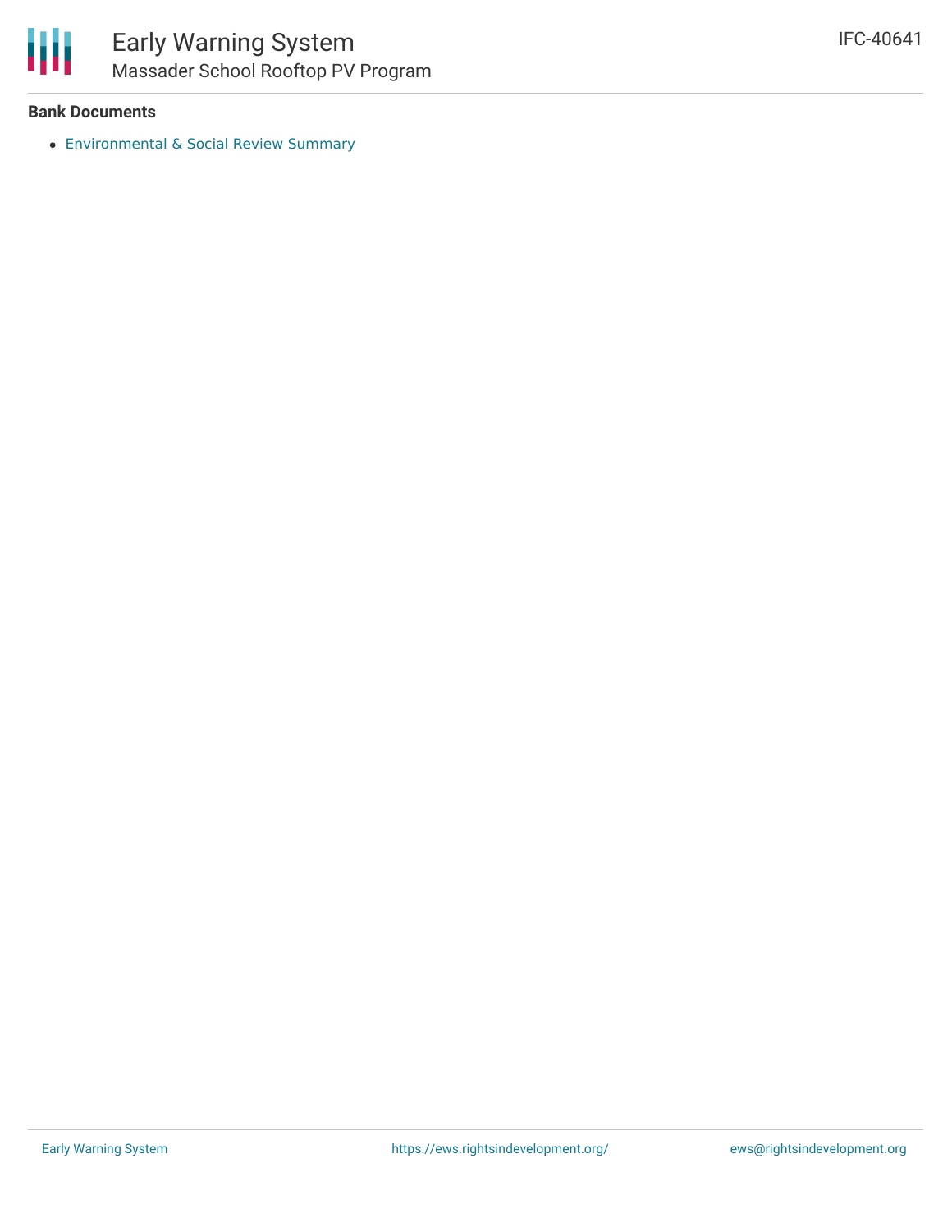**Bank Documents**

- Environmental & Social Review Summary